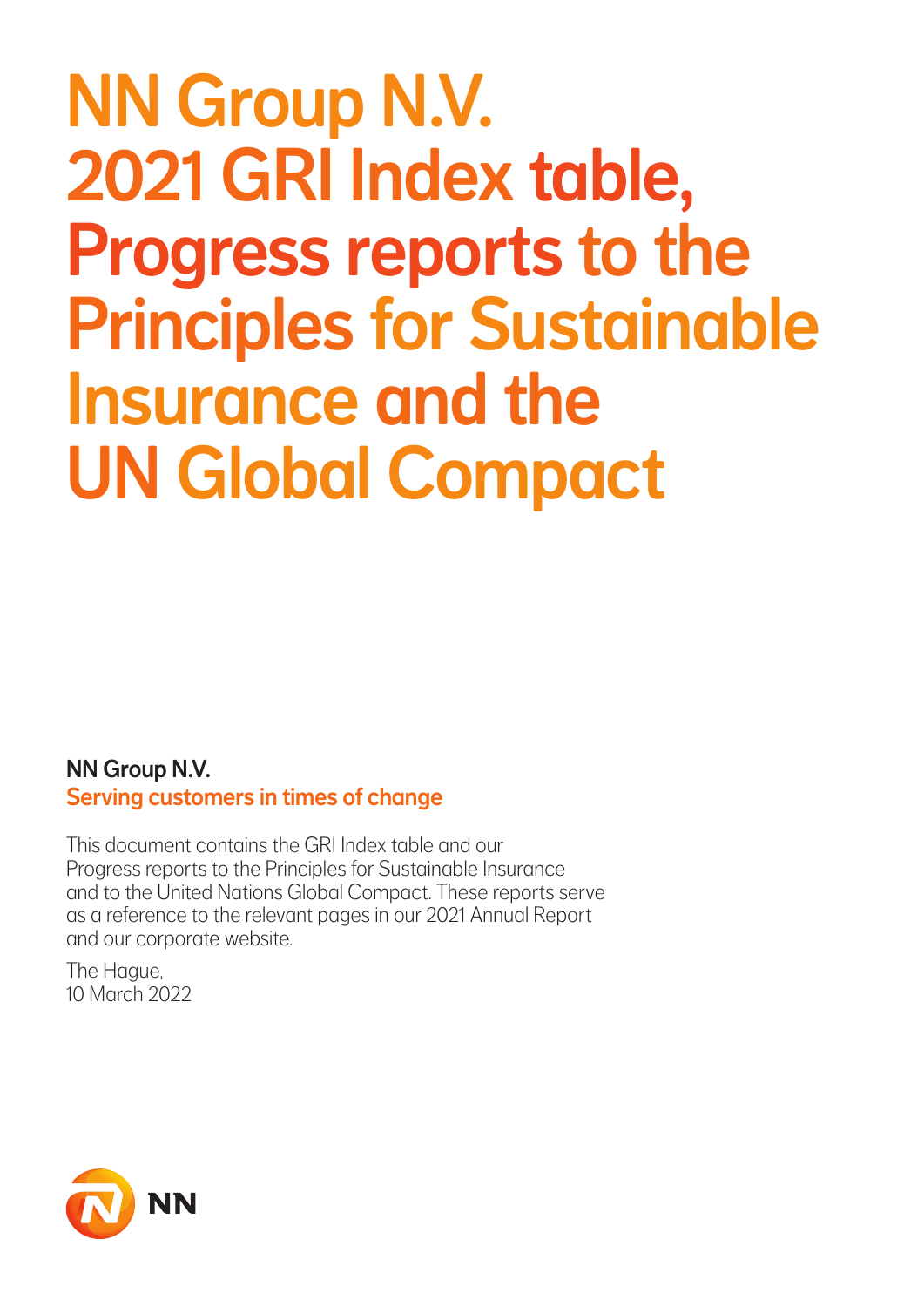# NN Group N.V. 2021 GRI Index table, Progress reports to the Principles for Sustainable Insurance and the UN Global Compact

**NN Group N.V.**

**Serving customers in times of change**

This document contains the GRI Index table and our Progress reports to the Principles for Sustainable Insurance and to the United Nations Global Compact. These reports serve as a reference to the relevant pages in our 2021 Annual Report and our corporate website.

The Hague,
10 March 2022

NN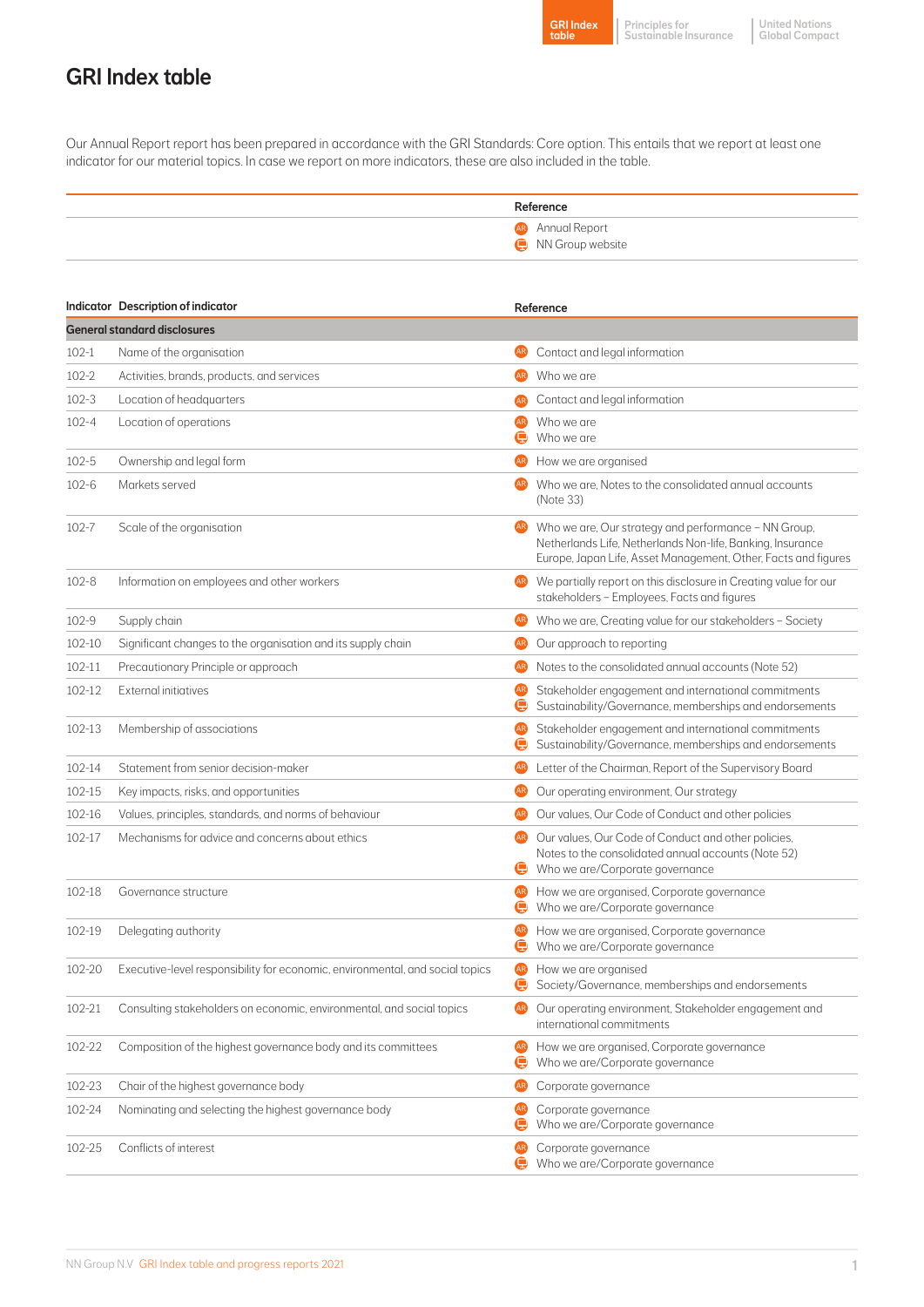# GRI Index table

Our Annual Report report has been prepared in accordance with the GRI Standards: Core option. This entails that we report at least one indicator for our material topics. In case we report on more indicators, these are also included in the table.

| Reference |
|---|
| AR Annual Report |
| NN Group website |

| Indicator | Description of indicator | Reference |
|---|---|---|
| **General standard disclosures** | | |
| 102-1 | Name of the organisation | AR Contact and legal information |
| 102-2 | Activities, brands, products, and services | AR Who we are |
| 102-3 | Location of headquarters | AR Contact and legal information |
| 102-4 | Location of operations | AR Who we are<br>Web Who we are |
| 102-5 | Ownership and legal form | AR How we are organised |
| 102-6 | Markets served | AR Who we are, Notes to the consolidated annual accounts (Note 33) |
| 102-7 | Scale of the organisation | AR Who we are, Our strategy and performance – NN Group, Netherlands Life, Netherlands Non-life, Banking, Insurance Europe, Japan Life, Asset Management, Other, Facts and figures |
| 102-8 | Information on employees and other workers | AR We partially report on this disclosure in Creating value for our stakeholders – Employees, Facts and figures |
| 102-9 | Supply chain | AR Who we are, Creating value for our stakeholders – Society |
| 102-10 | Significant changes to the organisation and its supply chain | AR Our approach to reporting |
| 102-11 | Precautionary Principle or approach | AR Notes to the consolidated annual accounts (Note 52) |
| 102-12 | External initiatives | AR Stakeholder engagement and international commitments<br>Web Sustainability/Governance, memberships and endorsements |
| 102-13 | Membership of associations | AR Stakeholder engagement and international commitments<br>Web Sustainability/Governance, memberships and endorsements |
| 102-14 | Statement from senior decision-maker | AR Letter of the Chairman, Report of the Supervisory Board |
| 102-15 | Key impacts, risks, and opportunities | AR Our operating environment, Our strategy |
| 102-16 | Values, principles, standards, and norms of behaviour | AR Our values, Our Code of Conduct and other policies |
| 102-17 | Mechanisms for advice and concerns about ethics | AR Our values, Our Code of Conduct and other policies, Notes to the consolidated annual accounts (Note 52)<br>Web Who we are/Corporate governance |
| 102-18 | Governance structure | AR How we are organised, Corporate governance<br>Web Who we are/Corporate governance |
| 102-19 | Delegating authority | AR How we are organised, Corporate governance<br>Web Who we are/Corporate governance |
| 102-20 | Executive-level responsibility for economic, environmental, and social topics | AR How we are organised<br>Web Society/Governance, memberships and endorsements |
| 102-21 | Consulting stakeholders on economic, environmental, and social topics | AR Our operating environment, Stakeholder engagement and international commitments |
| 102-22 | Composition of the highest governance body and its committees | AR How we are organised, Corporate governance<br>Web Who we are/Corporate governance |
| 102-23 | Chair of the highest governance body | AR Corporate governance |
| 102-24 | Nominating and selecting the highest governance body | AR Corporate governance<br>Web Who we are/Corporate governance |
| 102-25 | Conflicts of interest | AR Corporate governance<br>Web Who we are/Corporate governance |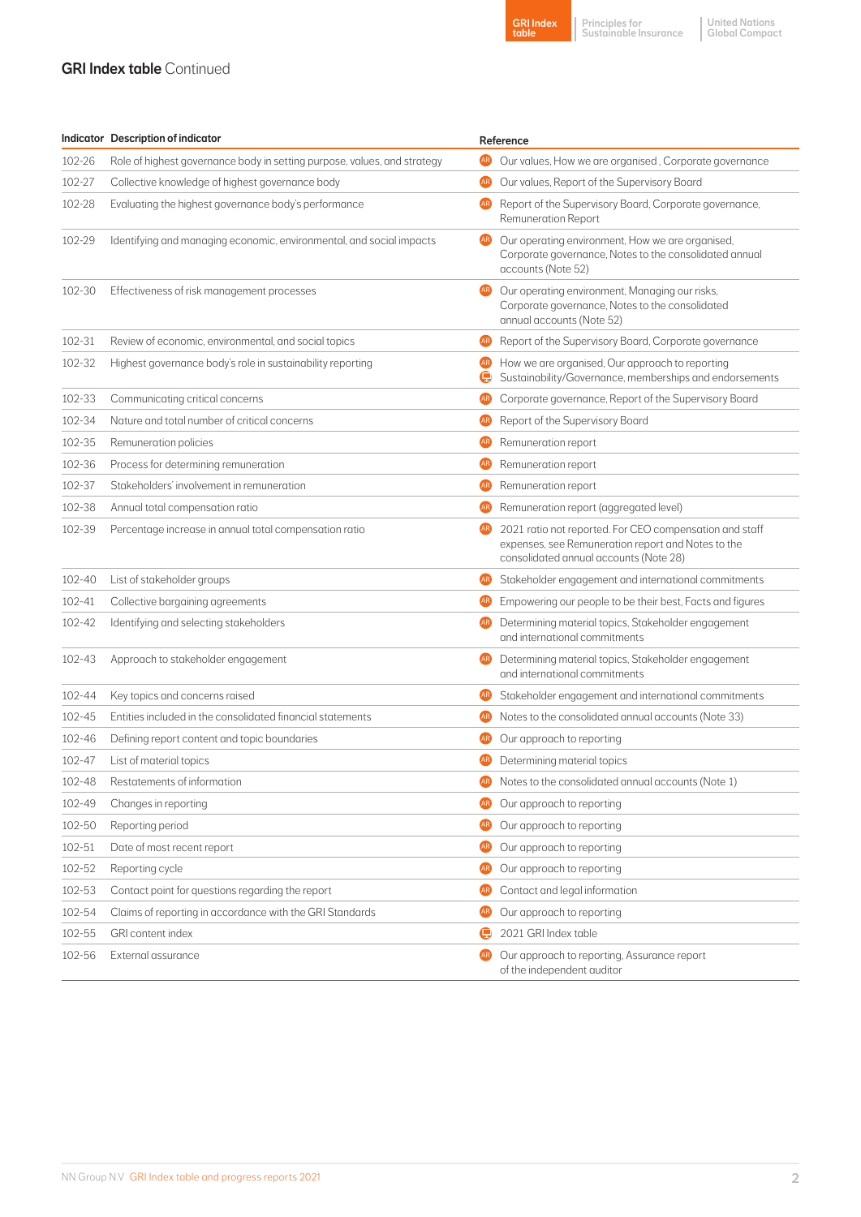## GRI Index table Continued

| Indicator | Description of indicator | Reference |
|---|---|---|
| 102-26 | Role of highest governance body in setting purpose, values, and strategy | Our values, How we are organised , Corporate governance |
| 102-27 | Collective knowledge of highest governance body | Our values, Report of the Supervisory Board |
| 102-28 | Evaluating the highest governance body's performance | Report of the Supervisory Board, Corporate governance, Remuneration Report |
| 102-29 | Identifying and managing economic, environmental, and social impacts | Our operating environment, How we are organised, Corporate governance, Notes to the consolidated annual accounts (Note 52) |
| 102-30 | Effectiveness of risk management processes | Our operating environment, Managing our risks, Corporate governance, Notes to the consolidated annual accounts (Note 52) |
| 102-31 | Review of economic, environmental, and social topics | Report of the Supervisory Board, Corporate governance |
| 102-32 | Highest governance body's role in sustainability reporting | How we are organised, Our approach to reporting<br>Sustainability/Governance, memberships and endorsements |
| 102-33 | Communicating critical concerns | Corporate governance, Report of the Supervisory Board |
| 102-34 | Nature and total number of critical concerns | Report of the Supervisory Board |
| 102-35 | Remuneration policies | Remuneration report |
| 102-36 | Process for determining remuneration | Remuneration report |
| 102-37 | Stakeholders' involvement in remuneration | Remuneration report |
| 102-38 | Annual total compensation ratio | Remuneration report (aggregated level) |
| 102-39 | Percentage increase in annual total compensation ratio | 2021 ratio not reported. For CEO compensation and staff expenses, see Remuneration report and Notes to the consolidated annual accounts (Note 28) |
| 102-40 | List of stakeholder groups | Stakeholder engagement and international commitments |
| 102-41 | Collective bargaining agreements | Empowering our people to be their best, Facts and figures |
| 102-42 | Identifying and selecting stakeholders | Determining material topics, Stakeholder engagement and international commitments |
| 102-43 | Approach to stakeholder engagement | Determining material topics, Stakeholder engagement and international commitments |
| 102-44 | Key topics and concerns raised | Stakeholder engagement and international commitments |
| 102-45 | Entities included in the consolidated financial statements | Notes to the consolidated annual accounts (Note 33) |
| 102-46 | Defining report content and topic boundaries | Our approach to reporting |
| 102-47 | List of material topics | Determining material topics |
| 102-48 | Restatements of information | Notes to the consolidated annual accounts (Note 1) |
| 102-49 | Changes in reporting | Our approach to reporting |
| 102-50 | Reporting period | Our approach to reporting |
| 102-51 | Date of most recent report | Our approach to reporting |
| 102-52 | Reporting cycle | Our approach to reporting |
| 102-53 | Contact point for questions regarding the report | Contact and legal information |
| 102-54 | Claims of reporting in accordance with the GRI Standards | Our approach to reporting |
| 102-55 | GRI content index | 2021 GRI Index table |
| 102-56 | External assurance | Our approach to reporting, Assurance report of the independent auditor |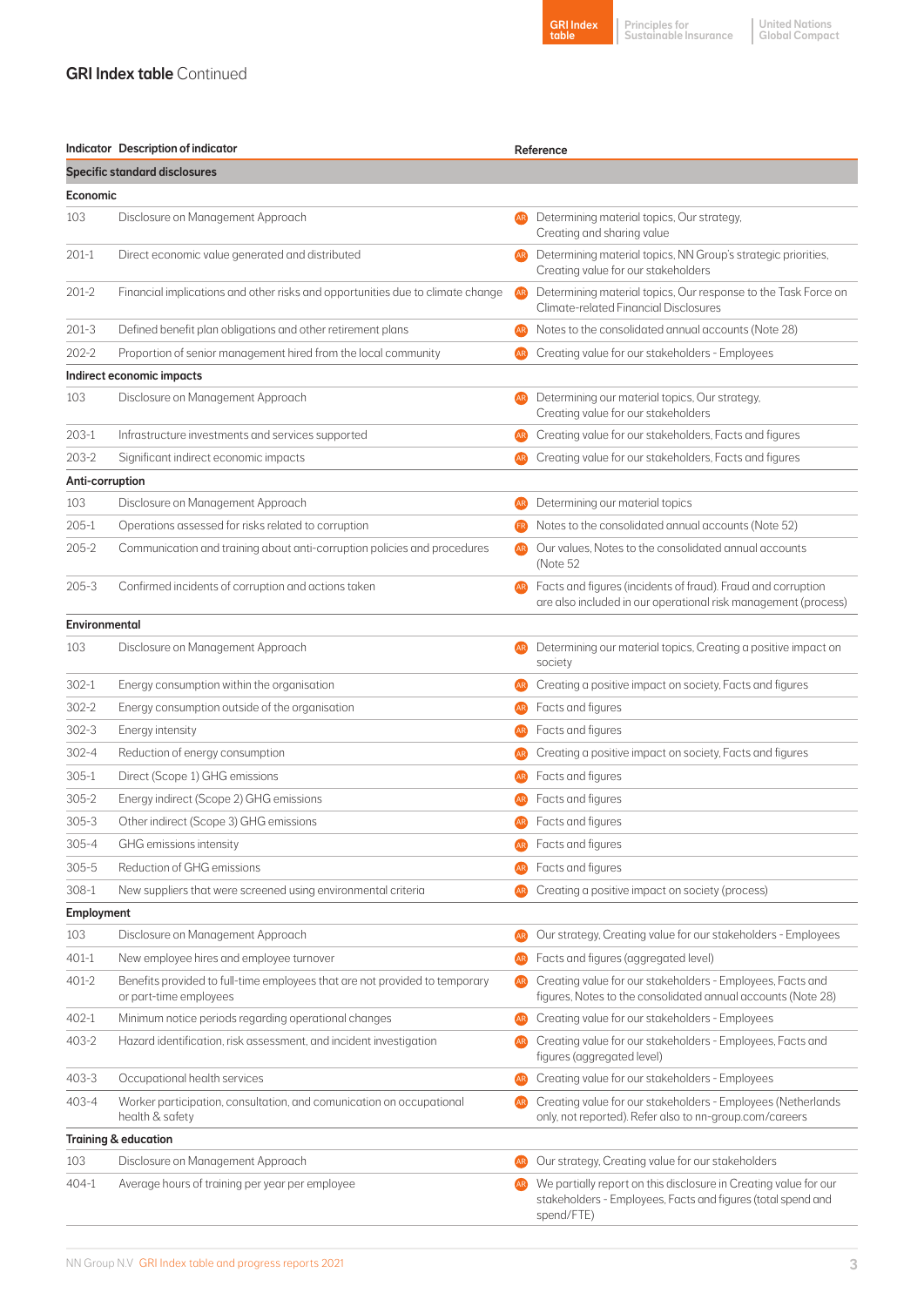## GRI Index table Continued

| Indicator | Description of indicator | | Reference |
|---|---|---|---|
| **Specific standard disclosures** | | | |
| **Economic** | | | |
| 103 | Disclosure on Management Approach | AR | Determining material topics, Our strategy, Creating and sharing value |
| 201-1 | Direct economic value generated and distributed | AR | Determining material topics, NN Group's strategic priorities, Creating value for our stakeholders |
| 201-2 | Financial implications and other risks and opportunities due to climate change | AR | Determining material topics, Our response to the Task Force on Climate-related Financial Disclosures |
| 201-3 | Defined benefit plan obligations and other retirement plans | AR | Notes to the consolidated annual accounts (Note 28) |
| 202-2 | Proportion of senior management hired from the local community | AR | Creating value for our stakeholders - Employees |
| **Indirect economic impacts** | | | |
| 103 | Disclosure on Management Approach | AR | Determining our material topics, Our strategy, Creating value for our stakeholders |
| 203-1 | Infrastructure investments and services supported | AR | Creating value for our stakeholders, Facts and figures |
| 203-2 | Significant indirect economic impacts | AR | Creating value for our stakeholders, Facts and figures |
| **Anti-corruption** | | | |
| 103 | Disclosure on Management Approach | AR | Determining our material topics |
| 205-1 | Operations assessed for risks related to corruption | FR | Notes to the consolidated annual accounts (Note 52) |
| 205-2 | Communication and training about anti-corruption policies and procedures | AR | Our values, Notes to the consolidated annual accounts (Note 52 |
| 205-3 | Confirmed incidents of corruption and actions taken | AR | Facts and figures (incidents of fraud). Fraud and corruption are also included in our operational risk management (process) |
| **Environmental** | | | |
| 103 | Disclosure on Management Approach | AR | Determining our material topics, Creating a positive impact on society |
| 302-1 | Energy consumption within the organisation | AR | Creating a positive impact on society, Facts and figures |
| 302-2 | Energy consumption outside of the organisation | AR | Facts and figures |
| 302-3 | Energy intensity | AR | Facts and figures |
| 302-4 | Reduction of energy consumption | AR | Creating a positive impact on society, Facts and figures |
| 305-1 | Direct (Scope 1) GHG emissions | AR | Facts and figures |
| 305-2 | Energy indirect (Scope 2) GHG emissions | AR | Facts and figures |
| 305-3 | Other indirect (Scope 3) GHG emissions | AR | Facts and figures |
| 305-4 | GHG emissions intensity | AR | Facts and figures |
| 305-5 | Reduction of GHG emissions | AR | Facts and figures |
| 308-1 | New suppliers that were screened using environmental criteria | AR | Creating a positive impact on society (process) |
| **Employment** | | | |
| 103 | Disclosure on Management Approach | AR | Our strategy, Creating value for our stakeholders - Employees |
| 401-1 | New employee hires and employee turnover | AR | Facts and figures (aggregated level) |
| 401-2 | Benefits provided to full-time employees that are not provided to temporary or part-time employees | AR | Creating value for our stakeholders - Employees, Facts and figures, Notes to the consolidated annual accounts (Note 28) |
| 402-1 | Minimum notice periods regarding operational changes | AR | Creating value for our stakeholders - Employees |
| 403-2 | Hazard identification, risk assessment, and incident investigation | AR | Creating value for our stakeholders - Employees, Facts and figures (aggregated level) |
| 403-3 | Occupational health services | AR | Creating value for our stakeholders - Employees |
| 403-4 | Worker participation, consultation, and comunication on occupational health & safety | AR | Creating value for our stakeholders - Employees (Netherlands only, not reported). Refer also to nn-group.com/careers |
| **Training & education** | | | |
| 103 | Disclosure on Management Approach | AR | Our strategy, Creating value for our stakeholders |
| 404-1 | Average hours of training per year per employee | AR | We partially report on this disclosure in Creating value for our stakeholders - Employees, Facts and figures (total spend and spend/FTE) |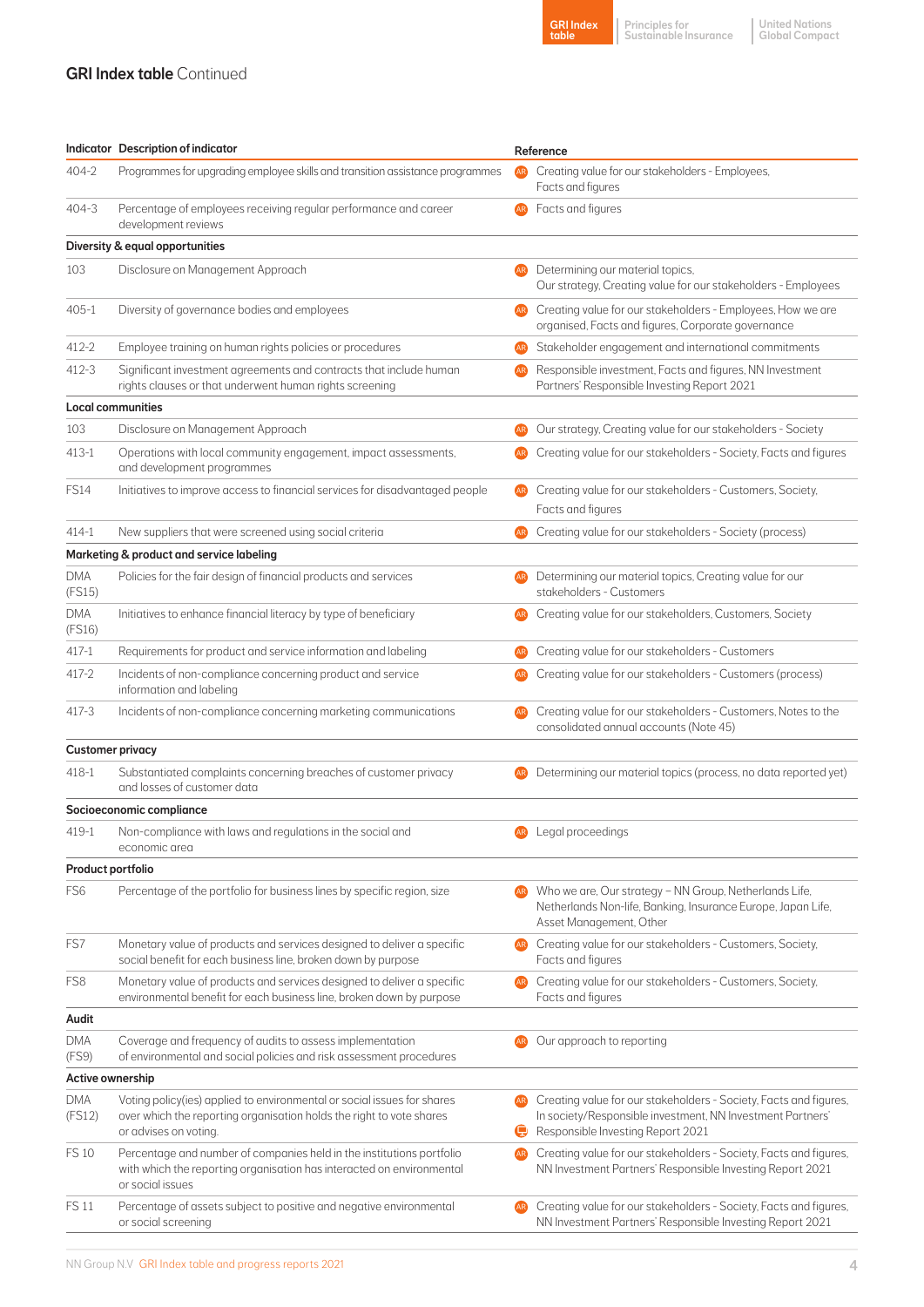## GRI Index table Continued

| Indicator | Description of indicator | Reference |
|---|---|---|
| 404-2 | Programmes for upgrading employee skills and transition assistance programmes | Creating value for our stakeholders - Employees, Facts and figures |
| 404-3 | Percentage of employees receiving regular performance and career development reviews | Facts and figures |
| **Diversity & equal opportunities** | | |
| 103 | Disclosure on Management Approach | Determining our material topics, Our strategy, Creating value for our stakeholders - Employees |
| 405-1 | Diversity of governance bodies and employees | Creating value for our stakeholders - Employees, How we are organised, Facts and figures, Corporate governance |
| 412-2 | Employee training on human rights policies or procedures | Stakeholder engagement and international commitments |
| 412-3 | Significant investment agreements and contracts that include human rights clauses or that underwent human rights screening | Responsible investment, Facts and figures, NN Investment Partners' Responsible Investing Report 2021 |
| **Local communities** | | |
| 103 | Disclosure on Management Approach | Our strategy, Creating value for our stakeholders - Society |
| 413-1 | Operations with local community engagement, impact assessments, and development programmes | Creating value for our stakeholders - Society, Facts and figures |
| FS14 | Initiatives to improve access to financial services for disadvantaged people | Creating value for our stakeholders - Customers, Society, Facts and figures |
| 414-1 | New suppliers that were screened using social criteria | Creating value for our stakeholders - Society (process) |
| **Marketing & product and service labeling** | | |
| DMA (FS15) | Policies for the fair design of financial products and services | Determining our material topics, Creating value for our stakeholders - Customers |
| DMA (FS16) | Initiatives to enhance financial literacy by type of beneficiary | Creating value for our stakeholders, Customers, Society |
| 417-1 | Requirements for product and service information and labeling | Creating value for our stakeholders - Customers |
| 417-2 | Incidents of non-compliance concerning product and service information and labeling | Creating value for our stakeholders - Customers (process) |
| 417-3 | Incidents of non-compliance concerning marketing communications | Creating value for our stakeholders - Customers, Notes to the consolidated annual accounts (Note 45) |
| **Customer privacy** | | |
| 418-1 | Substantiated complaints concerning breaches of customer privacy and losses of customer data | Determining our material topics (process, no data reported yet) |
| **Socioeconomic compliance** | | |
| 419-1 | Non-compliance with laws and regulations in the social and economic area | Legal proceedings |
| **Product portfolio** | | |
| FS6 | Percentage of the portfolio for business lines by specific region, size | Who we are, Our strategy – NN Group, Netherlands Life, Netherlands Non-life, Banking, Insurance Europe, Japan Life, Asset Management, Other |
| FS7 | Monetary value of products and services designed to deliver a specific social benefit for each business line, broken down by purpose | Creating value for our stakeholders - Customers, Society, Facts and figures |
| FS8 | Monetary value of products and services designed to deliver a specific environmental benefit for each business line, broken down by purpose | Creating value for our stakeholders - Customers, Society, Facts and figures |
| **Audit** | | |
| DMA (FS9) | Coverage and frequency of audits to assess implementation of environmental and social policies and risk assessment procedures | Our approach to reporting |
| **Active ownership** | | |
| DMA (FS12) | Voting policy(ies) applied to environmental or social issues for shares over which the reporting organisation holds the right to vote shares or advises on voting. | Creating value for our stakeholders - Society, Facts and figures, In society/Responsible investment, NN Investment Partners' Responsible Investing Report 2021 |
| FS 10 | Percentage and number of companies held in the institutions portfolio with which the reporting organisation has interacted on environmental or social issues | Creating value for our stakeholders - Society, Facts and figures, NN Investment Partners' Responsible Investing Report 2021 |
| FS 11 | Percentage of assets subject to positive and negative environmental or social screening | Creating value for our stakeholders - Society, Facts and figures, NN Investment Partners' Responsible Investing Report 2021 |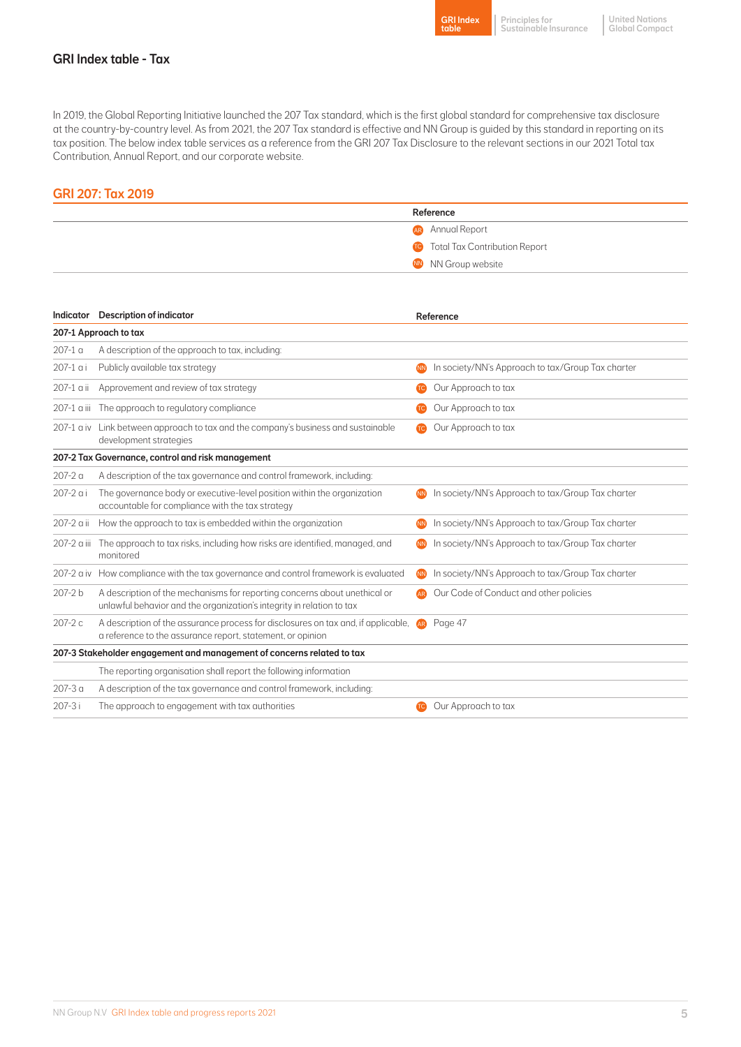## GRI Index table - Tax

In 2019, the Global Reporting Initiative launched the 207 Tax standard, which is the first global standard for comprehensive tax disclosure at the country-by-country level. As from 2021, the 207 Tax standard is effective and NN Group is guided by this standard in reporting on its tax position. The below index table services as a reference from the GRI 207 Tax Disclosure to the relevant sections in our 2021 Total tax Contribution, Annual Report, and our corporate website.

### GRI 207: Tax 2019

| Reference |
|---|
| AR Annual Report |
| TC Total Tax Contribution Report |
| NN NN Group website |

| Indicator | Description of indicator | Reference |
|---|---|---|
| **207-1 Approach to tax** | | |
| 207-1 a | A description of the approach to tax, including: | |
| 207-1 a i | Publicly available tax strategy | NN In society/NN's Approach to tax/Group Tax charter |
| 207-1 a ii | Approvement and review of tax strategy | TC Our Approach to tax |
| 207-1 a iii | The approach to regulatory compliance | TC Our Approach to tax |
| 207-1 a iv | Link between approach to tax and the company's business and sustainable development strategies | TC Our Approach to tax |
| **207-2 Tax Governance, control and risk management** | | |
| 207-2 a | A description of the tax governance and control framework, including: | |
| 207-2 a i | The governance body or executive-level position within the organization accountable for compliance with the tax strategy | NN In society/NN's Approach to tax/Group Tax charter |
| 207-2 a ii | How the approach to tax is embedded within the organization | NN In society/NN's Approach to tax/Group Tax charter |
| 207-2 a iii | The approach to tax risks, including how risks are identified, managed, and monitored | NN In society/NN's Approach to tax/Group Tax charter |
| 207-2 a iv | How compliance with the tax governance and control framework is evaluated | NN In society/NN's Approach to tax/Group Tax charter |
| 207-2 b | A description of the mechanisms for reporting concerns about unethical or unlawful behavior and the organization's integrity in relation to tax | AR Our Code of Conduct and other policies |
| 207-2 c | A description of the assurance process for disclosures on tax and, if applicable, a reference to the assurance report, statement, or opinion | AR Page 47 |
| **207-3 Stakeholder engagement and management of concerns related to tax** | | |
| | The reporting organisation shall report the following information | |
| 207-3 a | A description of the tax governance and control framework, including: | |
| 207-3 i | The approach to engagement with tax authorities | TC Our Approach to tax |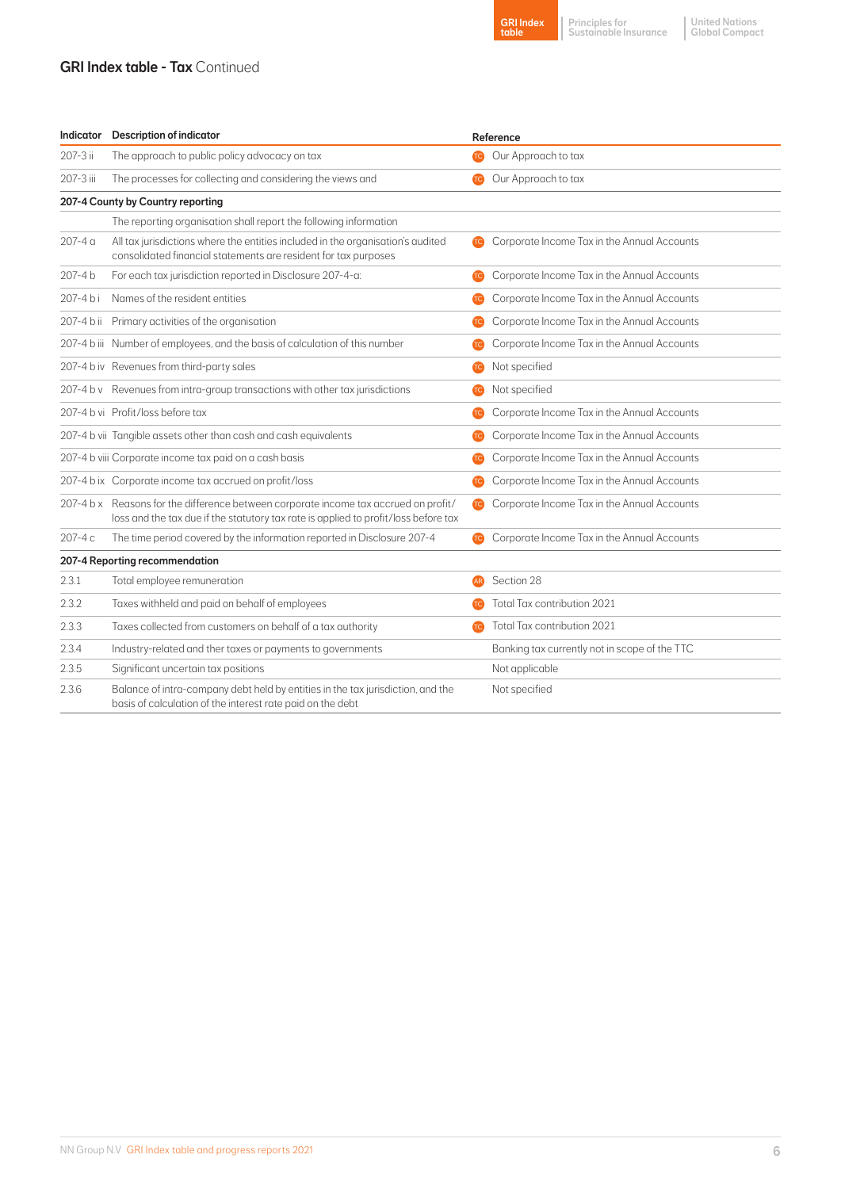## GRI Index table - Tax Continued

| Indicator | Description of indicator | Reference |
|---|---|---|
| 207-3 ii | The approach to public policy advocacy on tax | TC Our Approach to tax |
| 207-3 iii | The processes for collecting and considering the views and | TC Our Approach to tax |
| **207-4 County by Country reporting** | | |
| | The reporting organisation shall report the following information | |
| 207-4 a | All tax jurisdictions where the entities included in the organisation's audited consolidated financial statements are resident for tax purposes | TC Corporate Income Tax in the Annual Accounts |
| 207-4 b | For each tax jurisdiction reported in Disclosure 207-4-a: | TC Corporate Income Tax in the Annual Accounts |
| 207-4 b i | Names of the resident entities | TC Corporate Income Tax in the Annual Accounts |
| 207-4 b ii | Primary activities of the organisation | TC Corporate Income Tax in the Annual Accounts |
| 207-4 b iii | Number of employees, and the basis of calculation of this number | TC Corporate Income Tax in the Annual Accounts |
| 207-4 b iv | Revenues from third-party sales | TC Not specified |
| 207-4 b v | Revenues from intra-group transactions with other tax jurisdictions | TC Not specified |
| 207-4 b vi | Profit/loss before tax | TC Corporate Income Tax in the Annual Accounts |
| 207-4 b vii | Tangible assets other than cash and cash equivalents | TC Corporate Income Tax in the Annual Accounts |
| 207-4 b viii | Corporate income tax paid on a cash basis | TC Corporate Income Tax in the Annual Accounts |
| 207-4 b ix | Corporate income tax accrued on profit/loss | TC Corporate Income Tax in the Annual Accounts |
| 207-4 b x | Reasons for the difference between corporate income tax accrued on profit/loss and the tax due if the statutory tax rate is applied to profit/loss before tax | TC Corporate Income Tax in the Annual Accounts |
| 207-4 c | The time period covered by the information reported in Disclosure 207-4 | TC Corporate Income Tax in the Annual Accounts |
| **207-4 Reporting recommendation** | | |
| 2.3.1 | Total employee remuneration | AR Section 28 |
| 2.3.2 | Taxes withheld and paid on behalf of employees | TC Total Tax contribution 2021 |
| 2.3.3 | Taxes collected from customers on behalf of a tax authority | TC Total Tax contribution 2021 |
| 2.3.4 | Industry-related and ther taxes or payments to governments | Banking tax currently not in scope of the TTC |
| 2.3.5 | Significant uncertain tax positions | Not applicable |
| 2.3.6 | Balance of intra-company debt held by entities in the tax jurisdiction, and the basis of calculation of the interest rate paid on the debt | Not specified |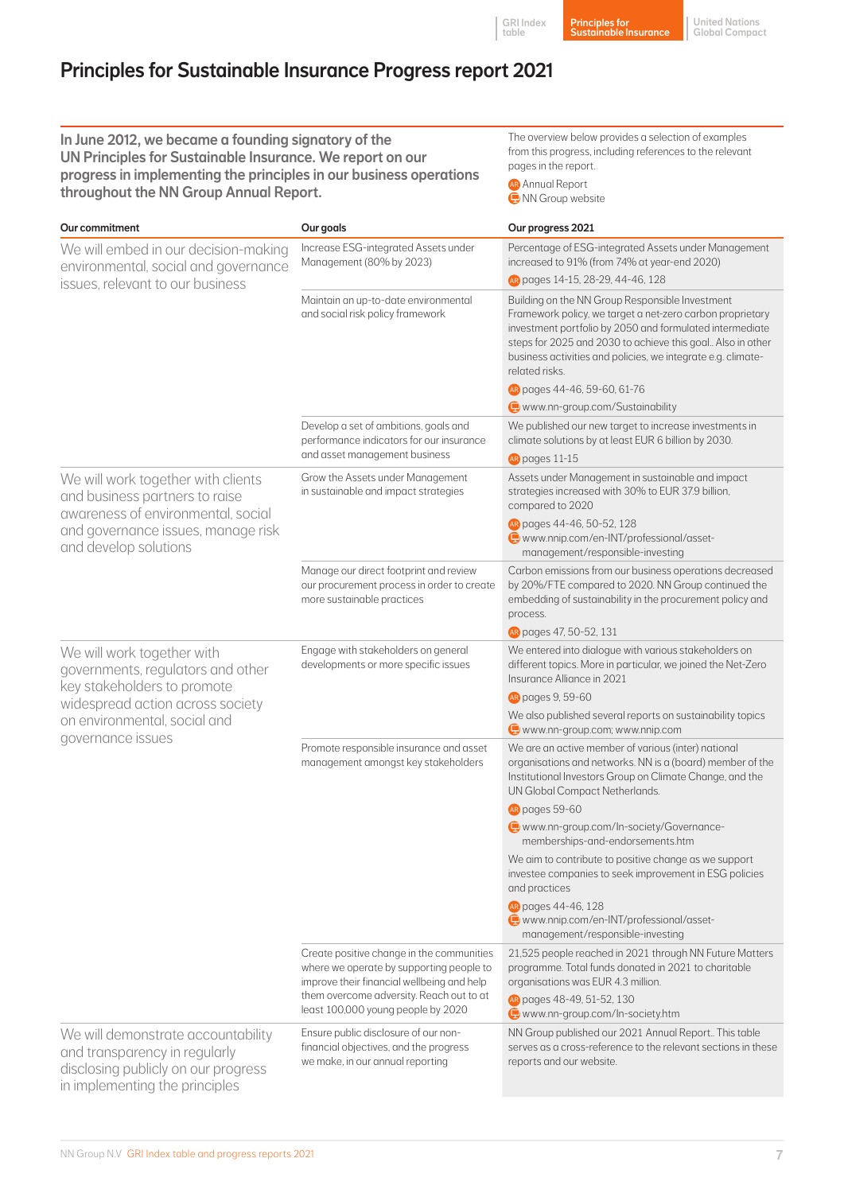# Principles for Sustainable Insurance Progress report 2021

**In June 2012, we became a founding signatory of the UN Principles for Sustainable Insurance. We report on our progress in implementing the principles in our business operations throughout the NN Group Annual Report.**

The overview below provides a selection of examples from this progress, including references to the relevant pages in the report.

AR Annual Report
NN Group website

| Our commitment | Our goals | Our progress 2021 |
|---|---|---|
| We will embed in our decision-making environmental, social and governance issues, relevant to our business | Increase ESG-integrated Assets under Management (80% by 2023) | Percentage of ESG-integrated Assets under Management increased to 91% (from 74% at year-end 2020)<br>AR pages 14-15, 28-29, 44-46, 128 |
| | Maintain an up-to-date environmental and social risk policy framework | Building on the NN Group Responsible Investment Framework policy, we target a net-zero carbon proprietary investment portfolio by 2050 and formulated intermediate steps for 2025 and 2030 to achieve this goal.. Also in other business activities and policies, we integrate e.g. climate-related risks.<br>AR pages 44-46, 59-60, 61-76<br>www.nn-group.com/Sustainability |
| | Develop a set of ambitions, goals and performance indicators for our insurance and asset management business | We published our new target to increase investments in climate solutions by at least EUR 6 billion by 2030.<br>AR pages 11-15 |
| We will work together with clients and business partners to raise awareness of environmental, social and governance issues, manage risk and develop solutions | Grow the Assets under Management in sustainable and impact strategies | Assets under Management in sustainable and impact strategies increased with 30% to EUR 37.9 billion, compared to 2020<br>AR pages 44-46, 50-52, 128<br>www.nnip.com/en-INT/professional/asset-management/responsible-investing |
| | Manage our direct footprint and review our procurement process in order to create more sustainable practices | Carbon emissions from our business operations decreased by 20%/FTE compared to 2020. NN Group continued the embedding of sustainability in the procurement policy and process.<br>AR pages 47, 50-52, 131 |
| We will work together with governments, regulators and other key stakeholders to promote widespread action across society on environmental, social and governance issues | Engage with stakeholders on general developments or more specific issues | We entered into dialogue with various stakeholders on different topics. More in particular, we joined the Net-Zero Insurance Alliance in 2021<br>AR pages 9, 59-60<br>We also published several reports on sustainability topics<br>www.nn-group.com; www.nnip.com |
| | Promote responsible insurance and asset management amongst key stakeholders | We are an active member of various (inter) national organisations and networks. NN is a (board) member of the Institutional Investors Group on Climate Change, and the UN Global Compact Netherlands.<br>AR pages 59-60<br>www.nn-group.com/In-society/Governance-memberships-and-endorsements.htm<br>We aim to contribute to positive change as we support investee companies to seek improvement in ESG policies and practices<br>AR pages 44-46, 128<br>www.nnip.com/en-INT/professional/asset-management/responsible-investing |
| | Create positive change in the communities where we operate by supporting people to improve their financial wellbeing and help them overcome adversity. Reach out to at least 100,000 young people by 2020 | 21,525 people reached in 2021 through NN Future Matters programme. Total funds donated in 2021 to charitable organisations was EUR 4.3 million.<br>AR pages 48-49, 51-52, 130<br>www.nn-group.com/In-society.htm |
| We will demonstrate accountability and transparency in regularly disclosing publicly on our progress in implementing the principles | Ensure public disclosure of our non-financial objectives, and the progress we make, in our annual reporting | NN Group published our 2021 Annual Report.. This table serves as a cross-reference to the relevant sections in these reports and our website. |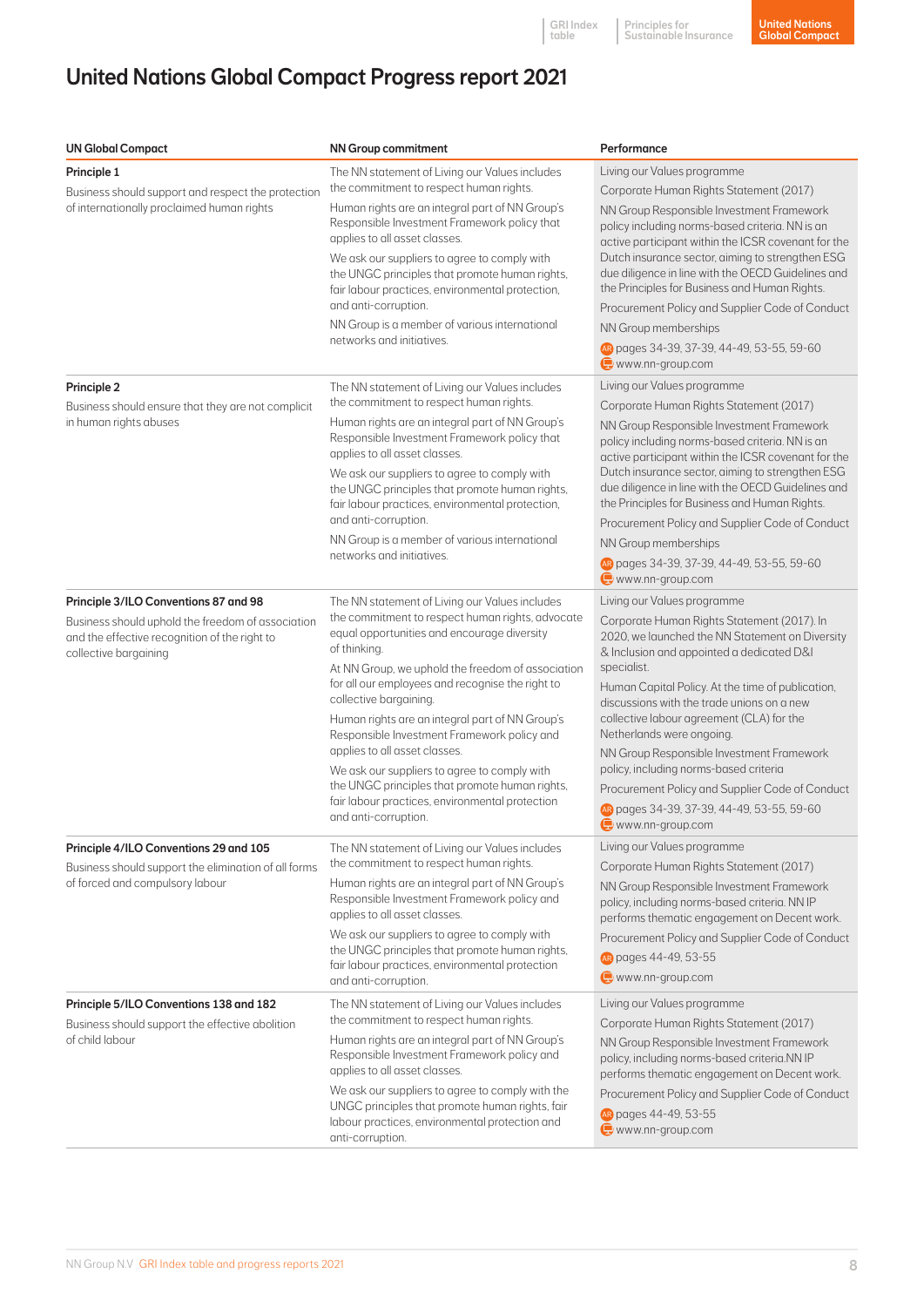# United Nations Global Compact Progress report 2021

| UN Global Compact | NN Group commitment | Performance |
|---|---|---|
| **Principle 1**<br>Business should support and respect the protection of internationally proclaimed human rights | The NN statement of Living our Values includes the commitment to respect human rights.<br>Human rights are an integral part of NN Group's Responsible Investment Framework policy that applies to all asset classes.<br>We ask our suppliers to agree to comply with the UNGC principles that promote human rights, fair labour practices, environmental protection, and anti-corruption.<br>NN Group is a member of various international networks and initiatives. | Living our Values programme<br>Corporate Human Rights Statement (2017)<br>NN Group Responsible Investment Framework policy including norms-based criteria. NN is an active participant within the ICSR covenant for the Dutch insurance sector, aiming to strengthen ESG due diligence in line with the OECD Guidelines and the Principles for Business and Human Rights.<br>Procurement Policy and Supplier Code of Conduct<br>NN Group memberships<br>AR pages 34-39, 37-39, 44-49, 53-55, 59-60<br>www.nn-group.com |
| **Principle 2**<br>Business should ensure that they are not complicit in human rights abuses | The NN statement of Living our Values includes the commitment to respect human rights.<br>Human rights are an integral part of NN Group's Responsible Investment Framework policy that applies to all asset classes.<br>We ask our suppliers to agree to comply with the UNGC principles that promote human rights, fair labour practices, environmental protection, and anti-corruption.<br>NN Group is a member of various international networks and initiatives. | Living our Values programme<br>Corporate Human Rights Statement (2017)<br>NN Group Responsible Investment Framework policy including norms-based criteria. NN is an active participant within the ICSR covenant for the Dutch insurance sector, aiming to strengthen ESG due diligence in line with the OECD Guidelines and the Principles for Business and Human Rights.<br>Procurement Policy and Supplier Code of Conduct<br>NN Group memberships<br>AR pages 34-39, 37-39, 44-49, 53-55, 59-60<br>www.nn-group.com |
| **Principle 3/ILO Conventions 87 and 98**<br>Business should uphold the freedom of association and the effective recognition of the right to collective bargaining | The NN statement of Living our Values includes the commitment to respect human rights, advocate equal opportunities and encourage diversity of thinking.<br>At NN Group, we uphold the freedom of association for all our employees and recognise the right to collective bargaining.<br>Human rights are an integral part of NN Group's Responsible Investment Framework policy and applies to all asset classes.<br>We ask our suppliers to agree to comply with the UNGC principles that promote human rights, fair labour practices, environmental protection and anti-corruption. | Living our Values programme<br>Corporate Human Rights Statement (2017). In 2020, we launched the NN Statement on Diversity & Inclusion and appointed a dedicated D&I specialist.<br>Human Capital Policy. At the time of publication, discussions with the trade unions on a new collective labour agreement (CLA) for the Netherlands were ongoing.<br>NN Group Responsible Investment Framework policy, including norms-based criteria<br>Procurement Policy and Supplier Code of Conduct<br>AR pages 34-39, 37-39, 44-49, 53-55, 59-60<br>www.nn-group.com |
| **Principle 4/ILO Conventions 29 and 105**<br>Business should support the elimination of all forms of forced and compulsory labour | The NN statement of Living our Values includes the commitment to respect human rights.<br>Human rights are an integral part of NN Group's Responsible Investment Framework policy and applies to all asset classes.<br>We ask our suppliers to agree to comply with the UNGC principles that promote human rights, fair labour practices, environmental protection and anti-corruption. | Living our Values programme<br>Corporate Human Rights Statement (2017)<br>NN Group Responsible Investment Framework policy, including norms-based criteria. NN IP performs thematic engagement on Decent work.<br>Procurement Policy and Supplier Code of Conduct<br>AR pages 44-49, 53-55<br>www.nn-group.com |
| **Principle 5/ILO Conventions 138 and 182**<br>Business should support the effective abolition of child labour | The NN statement of Living our Values includes the commitment to respect human rights.<br>Human rights are an integral part of NN Group's Responsible Investment Framework policy and applies to all asset classes.<br>We ask our suppliers to agree to comply with the UNGC principles that promote human rights, fair labour practices, environmental protection and anti-corruption. | Living our Values programme<br>Corporate Human Rights Statement (2017)<br>NN Group Responsible Investment Framework policy, including norms-based criteria.NN IP performs thematic engagement on Decent work.<br>Procurement Policy and Supplier Code of Conduct<br>AR pages 44-49, 53-55<br>www.nn-group.com |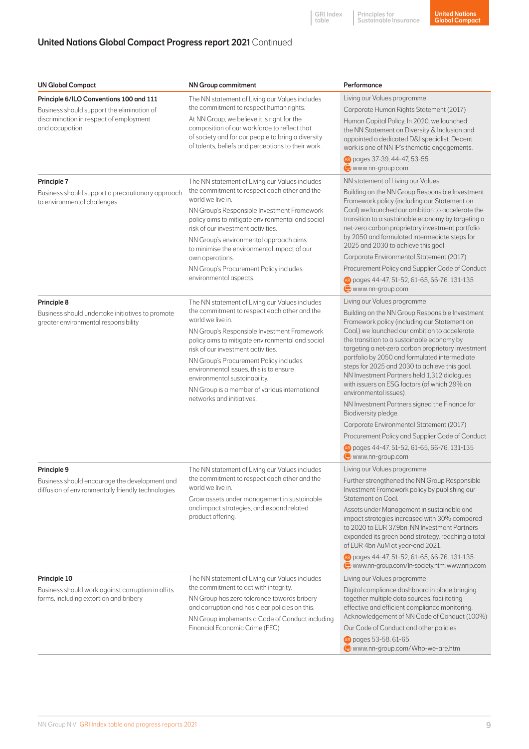## United Nations Global Compact Progress report 2021 Continued

| UN Global Compact | NN Group commitment | Performance |
|---|---|---|
| **Principle 6/ILO Conventions 100 and 111**<br>Business should support the elimination of discrimination in respect of employment and occupation | The NN statement of Living our Values includes the commitment to respect human rights.<br>At NN Group, we believe it is right for the composition of our workforce to reflect that of society and for our people to bring a diversity of talents, beliefs and perceptions to their work. | Living our Values programme<br>Corporate Human Rights Statement (2017)<br>Human Capital Policy, In 2020, we launched the NN Statement on Diversity & Inclusion and appointed a dedicated D&I specialist. Decent work is one of NN IP's thematic engagements.<br>AR pages 37-39, 44-47, 53-55<br>www.nn-group.com |
| **Principle 7**<br>Business should support a precautionary approach to environmental challenges | The NN statement of Living our Values includes the commitment to respect each other and the world we live in.<br>NN Group's Responsible Investment Framework policy aims to mitigate environmental and social risk of our investment activities.<br>NN Group's environmental approach aims to minimise the environmental impact of our own operations.<br>NN Group's Procurement Policy includes environmental aspects. | NN statement of Living our Values<br>Building on the NN Group Responsible Investment Framework policy (including our Statement on Coal) we launched our ambition to accelerate the transition to a sustainable economy by targeting a net-zero carbon proprietary investment portfolio by 2050 and formulated intermediate steps for 2025 and 2030 to achieve this goal<br>Corporate Environmental Statement (2017)<br>Procurement Policy and Supplier Code of Conduct<br>AR pages 44-47, 51-52, 61-65, 66-76, 131-135<br>www.nn-group.com |
| **Principle 8**<br>Business should undertake initiatives to promote greater environmental responsibility | The NN statement of Living our Values includes the commitment to respect each other and the world we live in.<br>NN Group's Responsible Investment Framework policy aims to mitigate environmental and social risk of our investment activities.<br>NN Group's Procurement Policy includes environmental issues, this is to ensure environmental sustainability.<br>NN Group is a member of various international networks and initiatives. | Living our Values programme<br>Building on the NN Group Responsible Investment Framework policy (including our Statement on Coal,) we launched our ambition to accelerate the transition to a sustainable economy by targeting a net-zero carbon proprietary investment portfolio by 2050 and formulated intermediate steps for 2025 and 2030 to achieve this goal. NN Investment Partners held 1,312 dialogues with issuers on ESG factors (of which 29% on environmental issues).<br>NN Investment Partners signed the Finance for Biodiversity pledge.<br>Corporate Environmental Statement (2017)<br>Procurement Policy and Supplier Code of Conduct<br>AR pages 44-47, 51-52, 61-65, 66-76, 131-135<br>www.nn-group.com |
| **Principle 9**<br>Business should encourage the development and diffusion of environmentally friendly technologies | The NN statement of Living our Values includes the commitment to respect each other and the world we live in.<br>Grow assets under management in sustainable and impact strategies, and expand related product offering. | Living our Values programme<br>Further strengthened the NN Group Responsible Investment Framework policy by publishing our Statement on Coal.<br>Assets under Management in sustainable and impact strategies increased with 30% compared to 2020 to EUR 37.9bn. NN Investment Partners expanded its green bond strategy, reaching a total of EUR 4bn AuM at year-end 2021.<br>AR pages 44-47, 51-52, 61-65, 66-76, 131-135<br>www.nn-group.com/In-society.htm; www.nnip.com |
| **Principle 10**<br>Business should work against corruption in all its forms, including extortion and bribery | The NN statement of Living our Values includes the commitment to act with integrity.<br>NN Group has zero tolerance towards bribery and corruption and has clear policies on this.<br>NN Group implements a Code of Conduct including Financial Economic Crime (FEC). | Living our Values programme<br>Digital compliance dashboard in place bringing together multiple data sources, facilitating effective and efficient compliance monitoring. Acknowledgement of NN Code of Conduct (100%)<br>Our Code of Conduct and other policies<br>AR pages 53-58, 61-65<br>www.nn-group.com/Who-we-are.htm |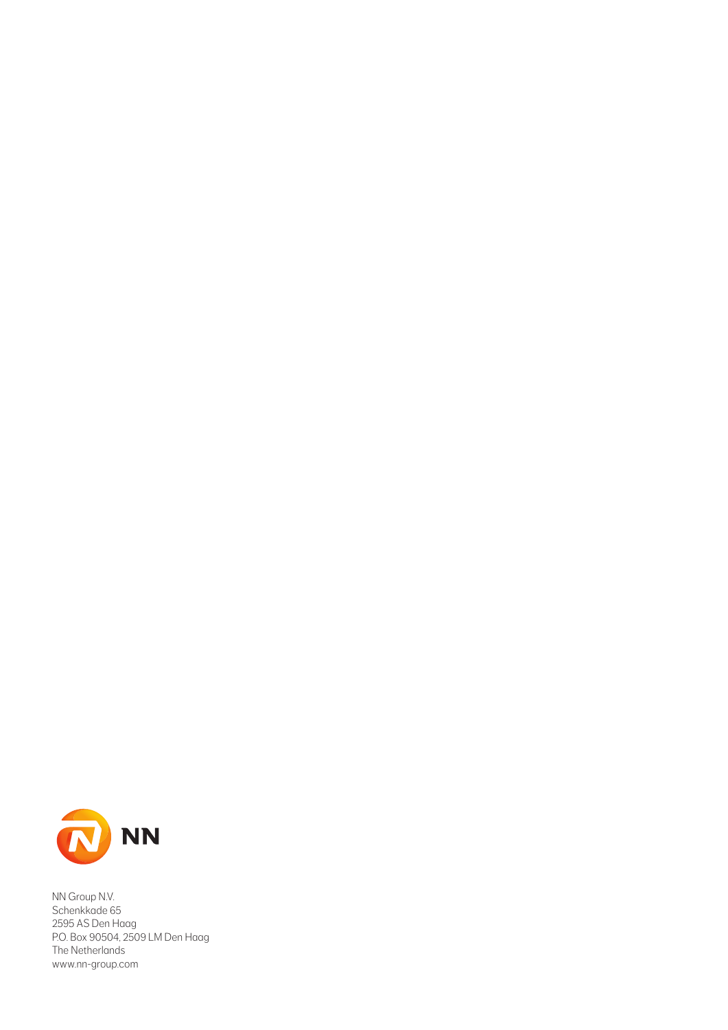NN

NN Group N.V.
Schenkkade 65
2595 AS Den Haag
P.O. Box 90504, 2509 LM Den Haag
The Netherlands
www.nn-group.com